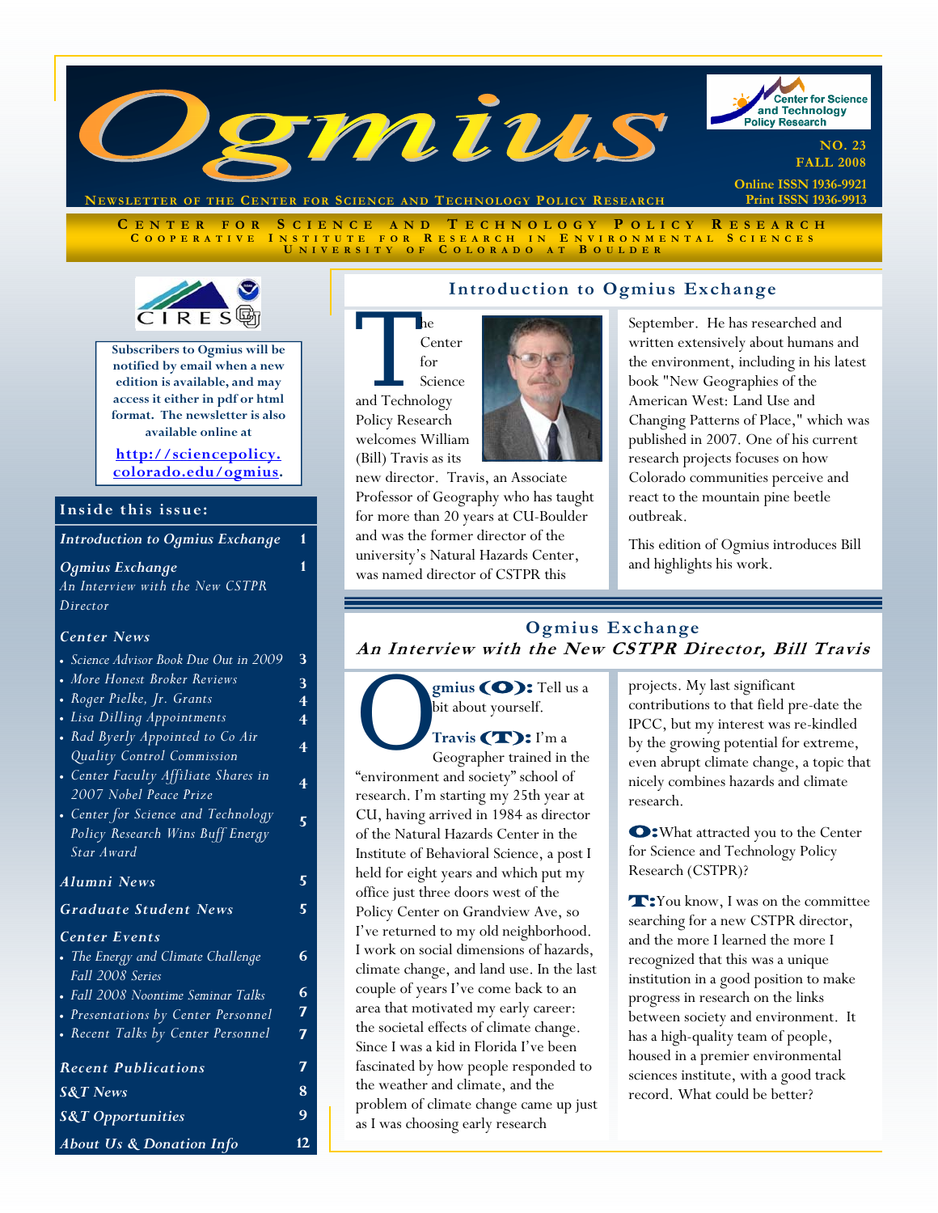# Ogmius

**Newsletter of the Center for Science and Technology Policy Research**

NO. 23
FALL 2008

Online ISSN 1936-9921
Print ISSN 1936-9913

CENTER FOR SCIENCE AND TECHNOLOGY POLICY RESEARCH
COOPERATIVE INSTITUTE FOR RESEARCH IN ENVIRONMENTAL SCIENCES
UNIVERSITY OF COLORADO AT BOULDER

**Subscribers to Ogmius will be notified by email when a new edition is available, and may access it either in pdf or html format. The newsletter is also available online at**

**http://sciencepolicy.colorado.edu/ogmius.**

## Inside this issue:

| | |
|---|---|
| *Introduction to Ogmius Exchange* | 1 |
| *Ogmius Exchange* — *An Interview with the New CSTPR Director* | 1 |
| ***Center News*** | |
| • *Science Advisor Book Due Out in 2009* | 3 |
| • *More Honest Broker Reviews* | 3 |
| • *Roger Pielke, Jr. Grants* | 4 |
| • *Lisa Dilling Appointments* | 4 |
| • *Rad Byerly Appointed to Co Air Quality Control Commission* | 4 |
| • *Center Faculty Affiliate Shares in 2007 Nobel Peace Prize* | 4 |
| • *Center for Science and Technology Policy Research Wins Buff Energy Star Award* | 5 |
| *Alumni News* | 5 |
| *Graduate Student News* | 5 |
| ***Center Events*** | |
| • *The Energy and Climate Challenge Fall 2008 Series* | 6 |
| • *Fall 2008 Noontime Seminar Talks* | 6 |
| • *Presentations by Center Personnel* | 7 |
| • *Recent Talks by Center Personnel* | 7 |
| *Recent Publications* | 7 |
| *S&T News* | 8 |
| *S&T Opportunities* | 9 |
| *About Us & Donation Info* | 12 |

## Introduction to Ogmius Exchange

The Center for Science and Technology Policy Research welcomes William (Bill) Travis as its new director. Travis, an Associate Professor of Geography who has taught for more than 20 years at CU-Boulder and was the former director of the university's Natural Hazards Center, was named director of CSTPR this September. He has researched and written extensively about humans and the environment, including in his latest book "New Geographies of the American West: Land Use and Changing Patterns of Place," which was published in 2007. One of his current research projects focuses on how Colorado communities perceive and react to the mountain pine beetle outbreak.

This edition of Ogmius introduces Bill and highlights his work.

## Ogmius Exchange

### *An Interview with the New CSTPR Director, Bill Travis*

**Ogmius (O):** Tell us a bit about yourself.

**Travis (T):** I'm a Geographer trained in the "environment and society" school of research. I'm starting my 25th year at CU, having arrived in 1984 as director of the Natural Hazards Center in the Institute of Behavioral Science, a post I held for eight years and which put my office just three doors west of the Policy Center on Grandview Ave, so I've returned to my old neighborhood. I work on social dimensions of hazards, climate change, and land use. In the last couple of years I've come back to an area that motivated my early career: the societal effects of climate change. Since I was a kid in Florida I've been fascinated by how people responded to the weather and climate, and the problem of climate change came up just as I was choosing early research projects. My last significant contributions to that field pre-date the IPCC, but my interest was re-kindled by the growing potential for extreme, even abrupt climate change, a topic that nicely combines hazards and climate research.

**O:** What attracted you to the Center for Science and Technology Policy Research (CSTPR)?

**T:** You know, I was on the committee searching for a new CSTPR director, and the more I learned the more I recognized that this was a unique institution in a good position to make progress in research on the links between society and environment. It has a high-quality team of people, housed in a premier environmental sciences institute, with a good track record. What could be better?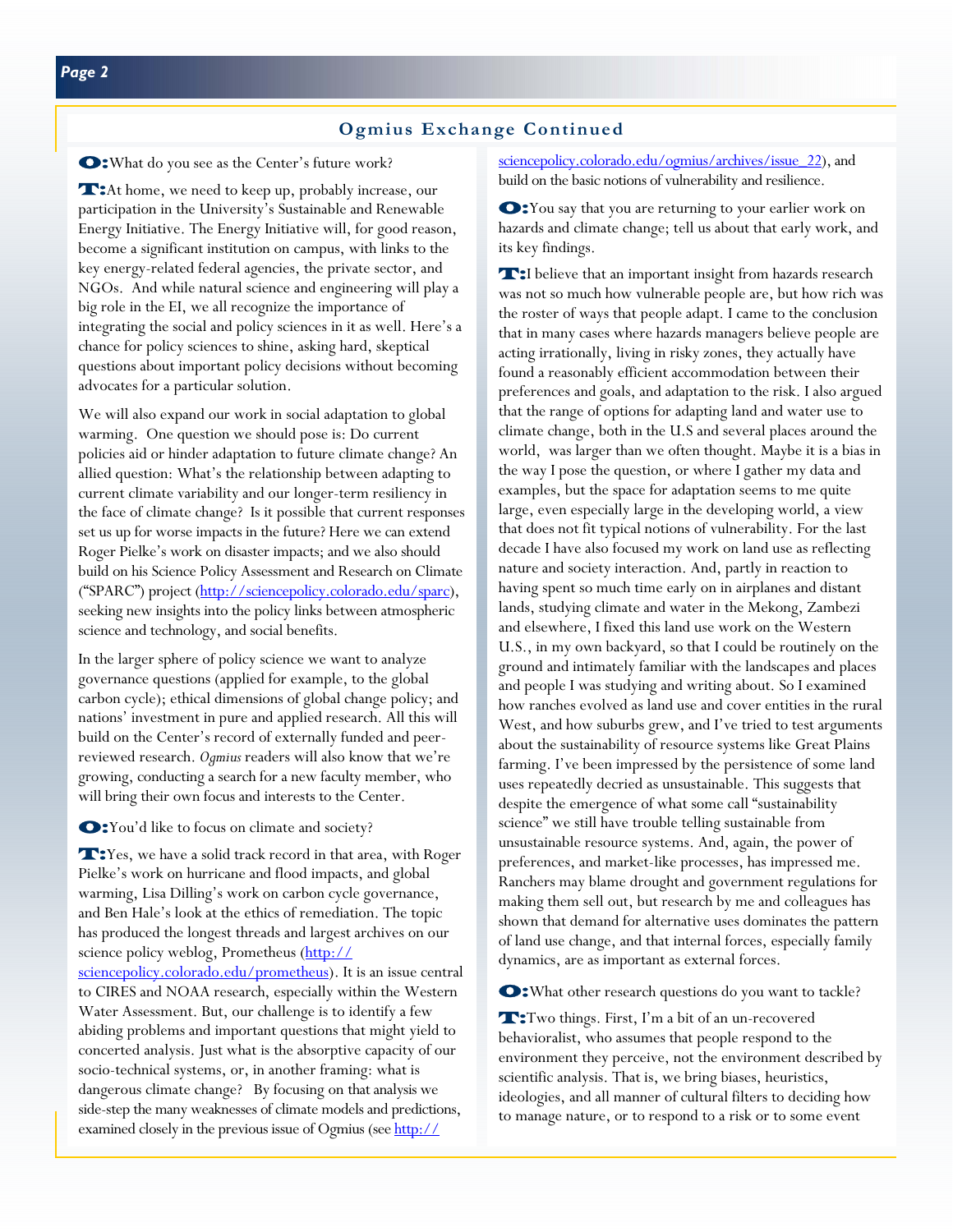## Ogmius Exchange Continued

**O:** What do you see as the Center's future work?

**T:** At home, we need to keep up, probably increase, our participation in the University's Sustainable and Renewable Energy Initiative. The Energy Initiative will, for good reason, become a significant institution on campus, with links to the key energy-related federal agencies, the private sector, and NGOs. And while natural science and engineering will play a big role in the EI, we all recognize the importance of integrating the social and policy sciences in it as well. Here's a chance for policy sciences to shine, asking hard, skeptical questions about important policy decisions without becoming advocates for a particular solution.

We will also expand our work in social adaptation to global warming. One question we should pose is: Do current policies aid or hinder adaptation to future climate change? An allied question: What's the relationship between adapting to current climate variability and our longer-term resiliency in the face of climate change? Is it possible that current responses set us up for worse impacts in the future? Here we can extend Roger Pielke's work on disaster impacts; and we also should build on his Science Policy Assessment and Research on Climate ("SPARC") project (http://sciencepolicy.colorado.edu/sparc), seeking new insights into the policy links between atmospheric science and technology, and social benefits.

In the larger sphere of policy science we want to analyze governance questions (applied for example, to the global carbon cycle); ethical dimensions of global change policy; and nations' investment in pure and applied research. All this will build on the Center's record of externally funded and peer-reviewed research. *Ogmius* readers will also know that we're growing, conducting a search for a new faculty member, who will bring their own focus and interests to the Center.

**O:** You'd like to focus on climate and society?

**T:** Yes, we have a solid track record in that area, with Roger Pielke's work on hurricane and flood impacts, and global warming, Lisa Dilling's work on carbon cycle governance, and Ben Hale's look at the ethics of remediation. The topic has produced the longest threads and largest archives on our science policy weblog, Prometheus (http://sciencepolicy.colorado.edu/prometheus). It is an issue central to CIRES and NOAA research, especially within the Western Water Assessment. But, our challenge is to identify a few abiding problems and important questions that might yield to concerted analysis. Just what is the absorptive capacity of our socio-technical systems, or, in another framing: what is dangerous climate change? By focusing on that analysis we side-step the many weaknesses of climate models and predictions, examined closely in the previous issue of Ogmius (see http://sciencepolicy.colorado.edu/ogmius/archives/issue_22), and build on the basic notions of vulnerability and resilience.

**O:** You say that you are returning to your earlier work on hazards and climate change; tell us about that early work, and its key findings.

**T:** I believe that an important insight from hazards research was not so much how vulnerable people are, but how rich was the roster of ways that people adapt. I came to the conclusion that in many cases where hazards managers believe people are acting irrationally, living in risky zones, they actually have found a reasonably efficient accommodation between their preferences and goals, and adaptation to the risk. I also argued that the range of options for adapting land and water use to climate change, both in the U.S and several places around the world, was larger than we often thought. Maybe it is a bias in the way I pose the question, or where I gather my data and examples, but the space for adaptation seems to me quite large, even especially large in the developing world, a view that does not fit typical notions of vulnerability. For the last decade I have also focused my work on land use as reflecting nature and society interaction. And, partly in reaction to having spent so much time early on in airplanes and distant lands, studying climate and water in the Mekong, Zambezi and elsewhere, I fixed this land use work on the Western U.S., in my own backyard, so that I could be routinely on the ground and intimately familiar with the landscapes and places and people I was studying and writing about. So I examined how ranches evolved as land use and cover entities in the rural West, and how suburbs grew, and I've tried to test arguments about the sustainability of resource systems like Great Plains farming. I've been impressed by the persistence of some land uses repeatedly decried as unsustainable. This suggests that despite the emergence of what some call "sustainability science" we still have trouble telling sustainable from unsustainable resource systems. And, again, the power of preferences, and market-like processes, has impressed me. Ranchers may blame drought and government regulations for making them sell out, but research by me and colleagues has shown that demand for alternative uses dominates the pattern of land use change, and that internal forces, especially family dynamics, are as important as external forces.

**O:** What other research questions do you want to tackle?

**T:** Two things. First, I'm a bit of an un-recovered behavioralist, who assumes that people respond to the environment they perceive, not the environment described by scientific analysis. That is, we bring biases, heuristics, ideologies, and all manner of cultural filters to deciding how to manage nature, or to respond to a risk or to some event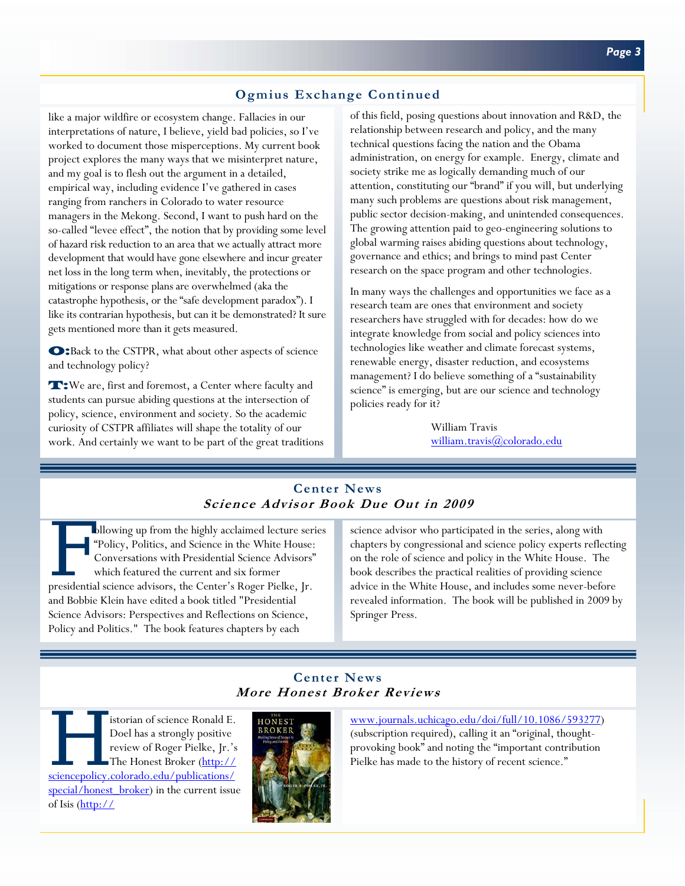## Ogmius Exchange Continued

like a major wildfire or ecosystem change. Fallacies in our interpretations of nature, I believe, yield bad policies, so I've worked to document those misperceptions. My current book project explores the many ways that we misinterpret nature, and my goal is to flesh out the argument in a detailed, empirical way, including evidence I've gathered in cases ranging from ranchers in Colorado to water resource managers in the Mekong. Second, I want to push hard on the so-called "levee effect", the notion that by providing some level of hazard risk reduction to an area that we actually attract more development that would have gone elsewhere and incur greater net loss in the long term when, inevitably, the protections or mitigations or response plans are overwhelmed (aka the catastrophe hypothesis, or the "safe development paradox"). I like its contrarian hypothesis, but can it be demonstrated? It sure gets mentioned more than it gets measured.

**O:** Back to the CSTPR, what about other aspects of science and technology policy?

**T:** We are, first and foremost, a Center where faculty and students can pursue abiding questions at the intersection of policy, science, environment and society. So the academic curiosity of CSTPR affiliates will shape the totality of our work. And certainly we want to be part of the great traditions of this field, posing questions about innovation and R&D, the relationship between research and policy, and the many technical questions facing the nation and the Obama administration, on energy for example. Energy, climate and society strike me as logically demanding much of our attention, constituting our "brand" if you will, but underlying many such problems are questions about risk management, public sector decision-making, and unintended consequences. The growing attention paid to geo-engineering solutions to global warming raises abiding questions about technology, governance and ethics; and brings to mind past Center research on the space program and other technologies.

In many ways the challenges and opportunities we face as a research team are ones that environment and society researchers have struggled with for decades: how do we integrate knowledge from social and policy sciences into technologies like weather and climate forecast systems, renewable energy, disaster reduction, and ecosystems management? I do believe something of a "sustainability science" is emerging, but are our science and technology policies ready for it?

William Travis
[william.travis@colorado.edu](mailto:william.travis@colorado.edu)

## Center News
### *Science Advisor Book Due Out in 2009*

Following up from the highly acclaimed lecture series "Policy, Politics, and Science in the White House: Conversations with Presidential Science Advisors" which featured the current and six former presidential science advisors, the Center's Roger Pielke, Jr. and Bobbie Klein have edited a book titled "Presidential Science Advisors: Perspectives and Reflections on Science, Policy and Politics." The book features chapters by each science advisor who participated in the series, along with chapters by congressional and science policy experts reflecting on the role of science and policy in the White House. The book describes the practical realities of providing science advice in the White House, and includes some never-before revealed information. The book will be published in 2009 by Springer Press.

## Center News
### *More Honest Broker Reviews*

Historian of science Ronald E. Doel has a strongly positive review of Roger Pielke, Jr.'s The Honest Broker (http://sciencepolicy.colorado.edu/publications/special/honest_broker) in the current issue of Isis (http://www.journals.uchicago.edu/doi/full/10.1086/593277) (subscription required), calling it an "original, thought-provoking book" and noting the "important contribution Pielke has made to the history of recent science."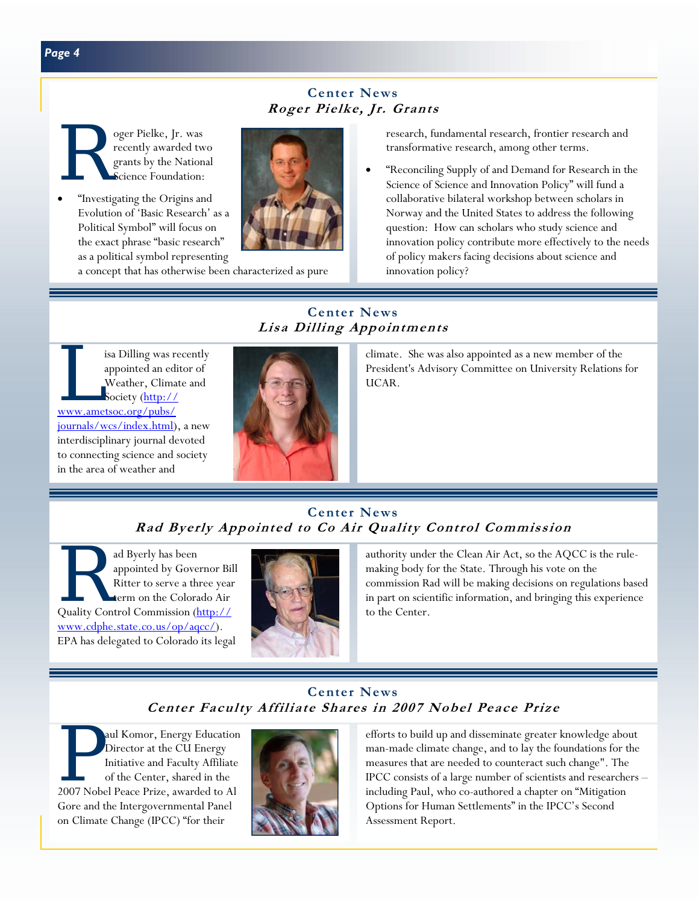## Center News
### *Roger Pielke, Jr. Grants*

Roger Pielke, Jr. was recently awarded two grants by the National Science Foundation:

- "Investigating the Origins and Evolution of 'Basic Research' as a Political Symbol" will focus on the exact phrase "basic research" as a political symbol representing a concept that has otherwise been characterized as pure research, fundamental research, frontier research and transformative research, among other terms.
- "Reconciling Supply of and Demand for Research in the Science of Science and Innovation Policy" will fund a collaborative bilateral workshop between scholars in Norway and the United States to address the following question: How can scholars who study science and innovation policy contribute more effectively to the needs of policy makers facing decisions about science and innovation policy?

## Center News
### *Lisa Dilling Appointments*

Lisa Dilling was recently appointed an editor of Weather, Climate and Society (http://www.ametsoc.org/pubs/journals/wcs/index.html), a new interdisciplinary journal devoted to connecting science and society in the area of weather and climate. She was also appointed as a new member of the President's Advisory Committee on University Relations for UCAR.

## Center News
### *Rad Byerly Appointed to Co Air Quality Control Commission*

Rad Byerly has been appointed by Governor Bill Ritter to serve a three year term on the Colorado Air Quality Control Commission (http://www.cdphe.state.co.us/op/aqcc/). EPA has delegated to Colorado its legal authority under the Clean Air Act, so the AQCC is the rule-making body for the State. Through his vote on the commission Rad will be making decisions on regulations based in part on scientific information, and bringing this experience to the Center.

## Center News
### *Center Faculty Affiliate Shares in 2007 Nobel Peace Prize*

Paul Komor, Energy Education Director at the CU Energy Initiative and Faculty Affiliate of the Center, shared in the 2007 Nobel Peace Prize, awarded to Al Gore and the Intergovernmental Panel on Climate Change (IPCC) "for their efforts to build up and disseminate greater knowledge about man-made climate change, and to lay the foundations for the measures that are needed to counteract such change". The IPCC consists of a large number of scientists and researchers – including Paul, who co-authored a chapter on "Mitigation Options for Human Settlements" in the IPCC's Second Assessment Report.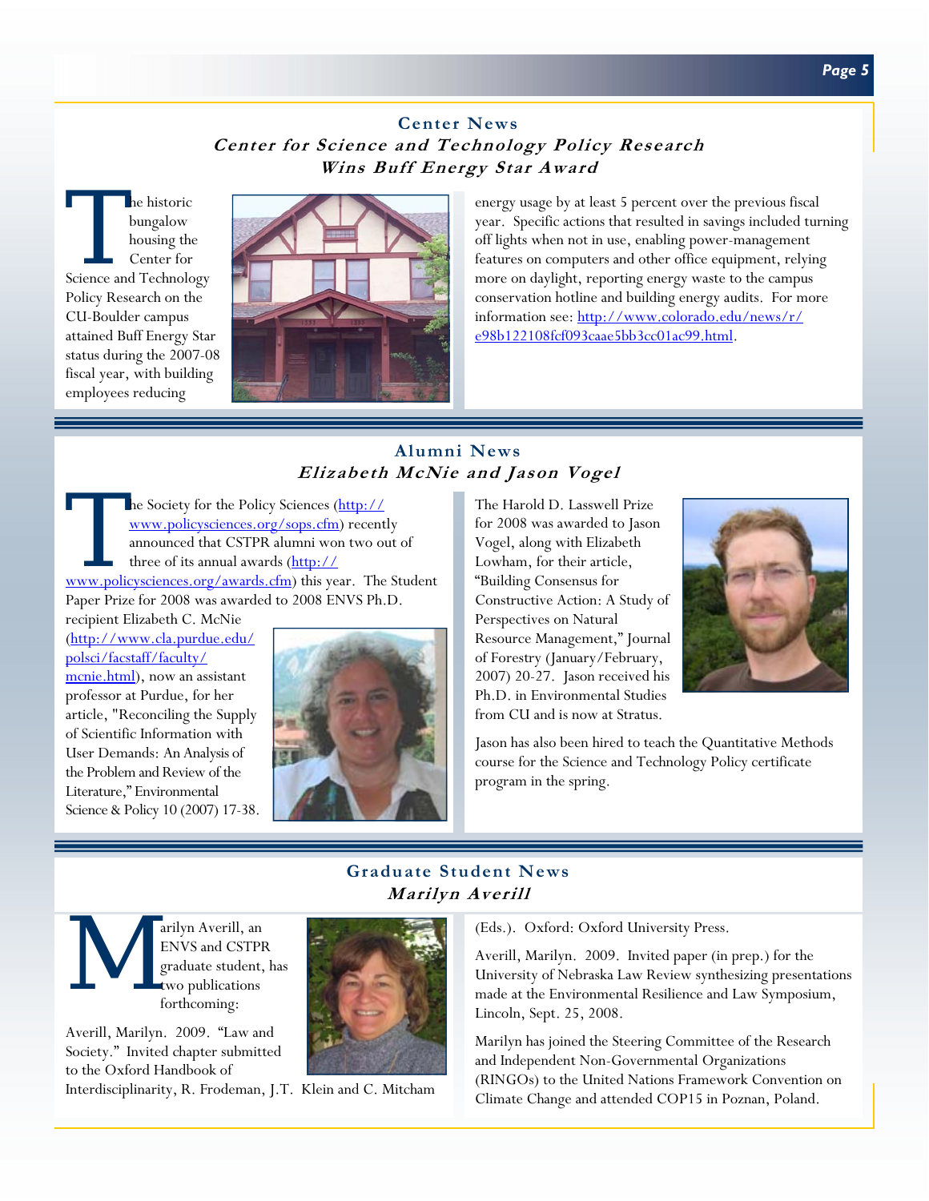## Center News

### *Center for Science and Technology Policy Research Wins Buff Energy Star Award*

The historic bungalow housing the Center for Science and Technology Policy Research on the CU-Boulder campus attained Buff Energy Star status during the 2007-08 fiscal year, with building employees reducing energy usage by at least 5 percent over the previous fiscal year. Specific actions that resulted in savings included turning off lights when not in use, enabling power-management features on computers and other office equipment, relying more on daylight, reporting energy waste to the campus conservation hotline and building energy audits. For more information see: http://www.colorado.edu/news/r/e98b122108fcf093caae5bb3cc01ac99.html.

## Alumni News

### *Elizabeth McNie and Jason Vogel*

The Society for the Policy Sciences (http://www.policysciences.org/sops.cfm) recently announced that CSTPR alumni won two out of three of its annual awards (http://www.policysciences.org/awards.cfm) this year. The Student Paper Prize for 2008 was awarded to 2008 ENVS Ph.D. recipient Elizabeth C. McNie (http://www.cla.purdue.edu/polsci/facstaff/faculty/mcnie.html), now an assistant professor at Purdue, for her article, "Reconciling the Supply of Scientific Information with User Demands: An Analysis of the Problem and Review of the Literature," Environmental Science & Policy 10 (2007) 17-38.

The Harold D. Lasswell Prize for 2008 was awarded to Jason Vogel, along with Elizabeth Lowham, for their article, "Building Consensus for Constructive Action: A Study of Perspectives on Natural Resource Management," Journal of Forestry (January/February, 2007) 20-27. Jason received his Ph.D. in Environmental Studies from CU and is now at Stratus.

Jason has also been hired to teach the Quantitative Methods course for the Science and Technology Policy certificate program in the spring.

## Graduate Student News

### *Marilyn Averill*

Marilyn Averill, an ENVS and CSTPR graduate student, has two publications forthcoming:

Averill, Marilyn. 2009. "Law and Society." Invited chapter submitted to the Oxford Handbook of Interdisciplinarity, R. Frodeman, J.T. Klein and C. Mitcham (Eds.). Oxford: Oxford University Press.

Averill, Marilyn. 2009. Invited paper (in prep.) for the University of Nebraska Law Review synthesizing presentations made at the Environmental Resilience and Law Symposium, Lincoln, Sept. 25, 2008.

Marilyn has joined the Steering Committee of the Research and Independent Non-Governmental Organizations (RINGOs) to the United Nations Framework Convention on Climate Change and attended COP15 in Poznan, Poland.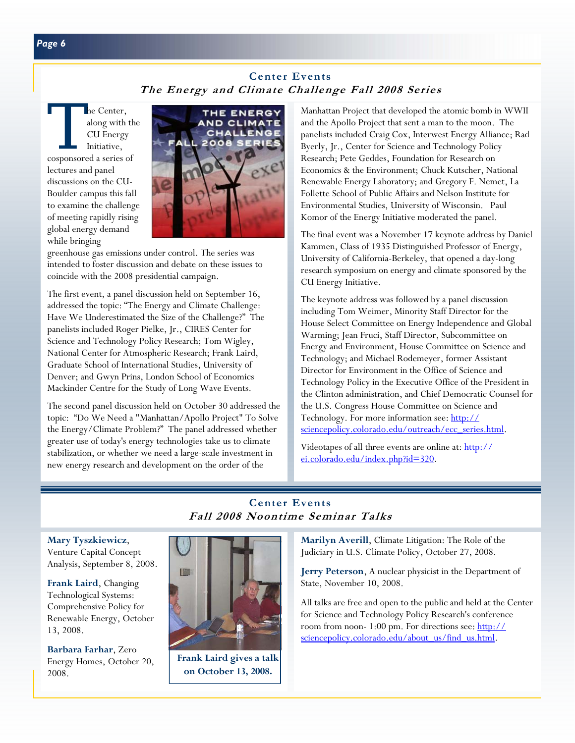## Center Events

### *The Energy and Climate Challenge Fall 2008 Series*

The Center, along with the CU Energy Initiative, cosponsored a series of lectures and panel discussions on the CU-Boulder campus this fall to examine the challenge of meeting rapidly rising global energy demand while bringing greenhouse gas emissions under control. The series was intended to foster discussion and debate on these issues to coincide with the 2008 presidential campaign.

The first event, a panel discussion held on September 16, addressed the topic: "The Energy and Climate Challenge: Have We Underestimated the Size of the Challenge?" The panelists included Roger Pielke, Jr., CIRES Center for Science and Technology Policy Research; Tom Wigley, National Center for Atmospheric Research; Frank Laird, Graduate School of International Studies, University of Denver; and Gwyn Prins, London School of Economics Mackinder Centre for the Study of Long Wave Events.

The second panel discussion held on October 30 addressed the topic: "Do We Need a "Manhattan/Apollo Project" To Solve the Energy/Climate Problem?" The panel addressed whether greater use of today's energy technologies take us to climate stabilization, or whether we need a large-scale investment in new energy research and development on the order of the Manhattan Project that developed the atomic bomb in WWII and the Apollo Project that sent a man to the moon. The panelists included Craig Cox, Interwest Energy Alliance; Rad Byerly, Jr., Center for Science and Technology Policy Research; Pete Geddes, Foundation for Research on Economics & the Environment; Chuck Kutscher, National Renewable Energy Laboratory; and Gregory F. Nemet, La Follette School of Public Affairs and Nelson Institute for Environmental Studies, University of Wisconsin. Paul Komor of the Energy Initiative moderated the panel.

The final event was a November 17 keynote address by Daniel Kammen, Class of 1935 Distinguished Professor of Energy, University of California-Berkeley, that opened a day-long research symposium on energy and climate sponsored by the CU Energy Initiative.

The keynote address was followed by a panel discussion including Tom Weimer, Minority Staff Director for the House Select Committee on Energy Independence and Global Warming; Jean Fruci, Staff Director, Subcommittee on Energy and Environment, House Committee on Science and Technology; and Michael Rodemeyer, former Assistant Director for Environment in the Office of Science and Technology Policy in the Executive Office of the President in the Clinton administration, and Chief Democratic Counsel for the U.S. Congress House Committee on Science and Technology. For more information see: http://sciencepolicy.colorado.edu/outreach/ecc_series.html.

Videotapes of all three events are online at: http://ei.colorado.edu/index.php?id=320.

## Center Events

### *Fall 2008 Noontime Seminar Talks*

**Mary Tyszkiewicz**, Venture Capital Concept Analysis, September 8, 2008.

**Frank Laird**, Changing Technological Systems: Comprehensive Policy for Renewable Energy, October 13, 2008.

**Barbara Farhar**, Zero Energy Homes, October 20, 2008.

**Frank Laird gives a talk on October 13, 2008.**

**Marilyn Averill**, Climate Litigation: The Role of the Judiciary in U.S. Climate Policy, October 27, 2008.

**Jerry Peterson**, A nuclear physicist in the Department of State, November 10, 2008.

All talks are free and open to the public and held at the Center for Science and Technology Policy Research's conference room from noon- 1:00 pm. For directions see: http://sciencepolicy.colorado.edu/about_us/find_us.html.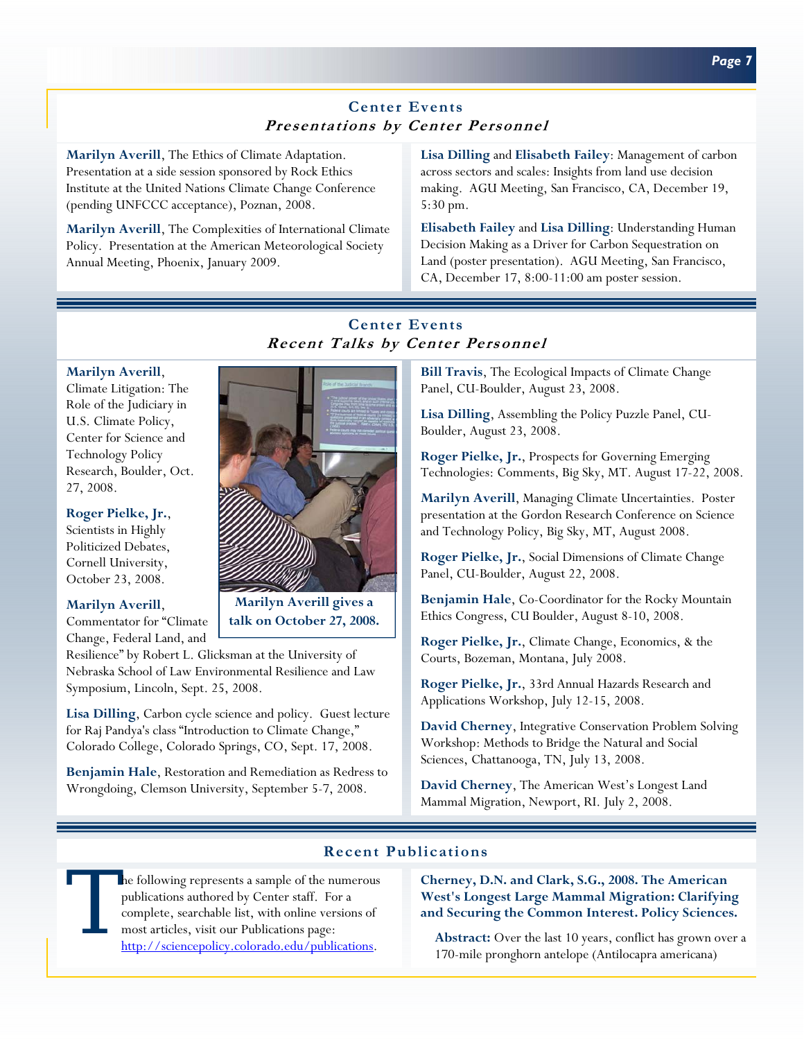## Center Events
### *Presentations by Center Personnel*

**Marilyn Averill**, The Ethics of Climate Adaptation. Presentation at a side session sponsored by Rock Ethics Institute at the United Nations Climate Change Conference (pending UNFCCC acceptance), Poznan, 2008.

**Marilyn Averill**, The Complexities of International Climate Policy. Presentation at the American Meteorological Society Annual Meeting, Phoenix, January 2009.

**Lisa Dilling** and **Elisabeth Failey**: Management of carbon across sectors and scales: Insights from land use decision making. AGU Meeting, San Francisco, CA, December 19, 5:30 pm.

**Elisabeth Failey** and **Lisa Dilling**: Understanding Human Decision Making as a Driver for Carbon Sequestration on Land (poster presentation). AGU Meeting, San Francisco, CA, December 17, 8:00-11:00 am poster session.

## Center Events
### *Recent Talks by Center Personnel*

**Marilyn Averill**, Climate Litigation: The Role of the Judiciary in U.S. Climate Policy, Center for Science and Technology Policy Research, Boulder, Oct. 27, 2008.

**Roger Pielke, Jr.**, Scientists in Highly Politicized Debates, Cornell University, October 23, 2008.

**Marilyn Averill gives a talk on October 27, 2008.**

**Marilyn Averill**, Commentator for "Climate Change, Federal Land, and Resilience" by Robert L. Glicksman at the University of Nebraska School of Law Environmental Resilience and Law Symposium, Lincoln, Sept. 25, 2008.

**Lisa Dilling**, Carbon cycle science and policy. Guest lecture for Raj Pandya's class "Introduction to Climate Change," Colorado College, Colorado Springs, CO, Sept. 17, 2008.

**Benjamin Hale**, Restoration and Remediation as Redress to Wrongdoing, Clemson University, September 5-7, 2008.

**Bill Travis**, The Ecological Impacts of Climate Change Panel, CU-Boulder, August 23, 2008.

**Lisa Dilling**, Assembling the Policy Puzzle Panel, CU-Boulder, August 23, 2008.

**Roger Pielke, Jr.**, Prospects for Governing Emerging Technologies: Comments, Big Sky, MT. August 17-22, 2008.

**Marilyn Averill**, Managing Climate Uncertainties. Poster presentation at the Gordon Research Conference on Science and Technology Policy, Big Sky, MT, August 2008.

**Roger Pielke, Jr.**, Social Dimensions of Climate Change Panel, CU-Boulder, August 22, 2008.

**Benjamin Hale**, Co-Coordinator for the Rocky Mountain Ethics Congress, CU Boulder, August 8-10, 2008.

**Roger Pielke, Jr.**, Climate Change, Economics, & the Courts, Bozeman, Montana, July 2008.

**Roger Pielke, Jr.**, 33rd Annual Hazards Research and Applications Workshop, July 12-15, 2008.

**David Cherney**, Integrative Conservation Problem Solving Workshop: Methods to Bridge the Natural and Social Sciences, Chattanooga, TN, July 13, 2008.

**David Cherney**, The American West's Longest Land Mammal Migration, Newport, RI. July 2, 2008.

## Recent Publications

The following represents a sample of the numerous publications authored by Center staff. For a complete, searchable list, with online versions of most articles, visit our Publications page: http://sciencepolicy.colorado.edu/publications.

**Cherney, D.N. and Clark, S.G., 2008. The American West's Longest Large Mammal Migration: Clarifying and Securing the Common Interest. Policy Sciences.**

**Abstract:** Over the last 10 years, conflict has grown over a 170-mile pronghorn antelope (Antilocapra americana)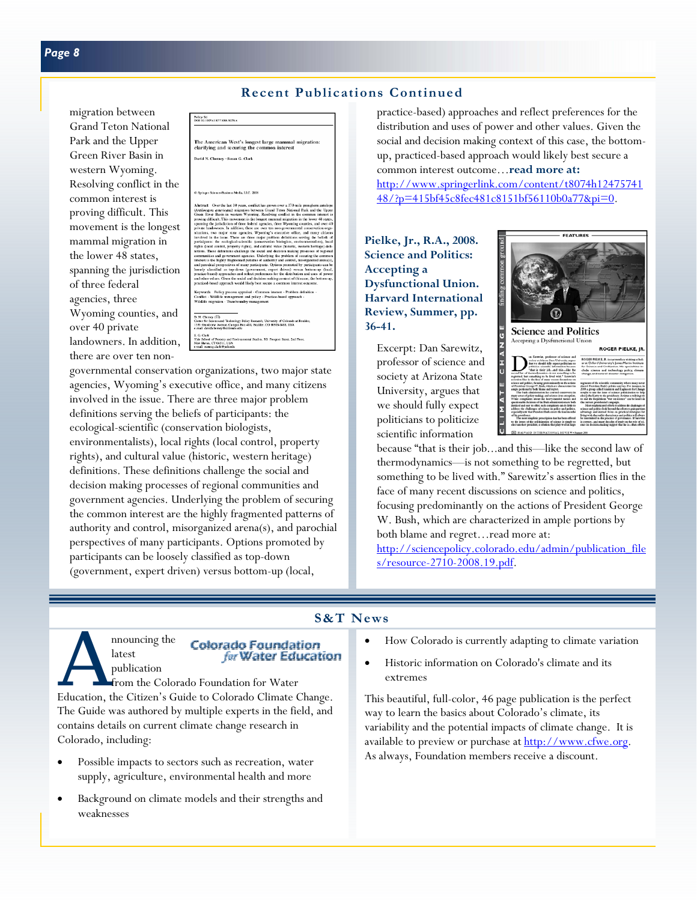## Recent Publications Continued

migration between Grand Teton National Park and the Upper Green River Basin in western Wyoming. Resolving conflict in the common interest is proving difficult. This movement is the longest mammal migration in the lower 48 states, spanning the jurisdiction of three federal agencies, three Wyoming counties, and over 40 private landowners. In addition, there are over ten non-governmental conservation organizations, two major state agencies, Wyoming's executive office, and many citizens involved in the issue. There are three major problem definitions serving the beliefs of participants: the ecological-scientific (conservation biologists, environmentalists), local rights (local control, property rights), and cultural value (historic, western heritage) definitions. These definitions challenge the social and decision making processes of regional communities and government agencies. Underlying the problem of securing the common interest are the highly fragmented patterns of authority and control, misorganized arena(s), and parochial perspectives of many participants. Options promoted by participants can be loosely classified as top-down (government, expert driven) versus bottom-up (local, practice-based) approaches and reflect preferences for the distribution and uses of power and other values. Given the social and decision making context of this case, the bottom-up, practiced-based approach would likely best secure a common interest outcome…**read more at:** http://www.springerlink.com/content/t8074h1247574148/?p=415bf45c8fec481c8151bf56110b0a77&pi=0.

**Pielke, Jr., R.A., 2008. Science and Politics: Accepting a Dysfunctional Union. Harvard International Review, Summer, pp. 36-41.**

Excerpt: Dan Sarewitz, professor of science and society at Arizona State University, argues that we should fully expect politicians to politicize scientific information because "that is their job…and this—like the second law of thermodynamics—is not something to be regretted, but something to be lived with." Sarewitz's assertion flies in the face of many recent discussions on science and politics, focusing predominantly on the actions of President George W. Bush, which are characterized in ample portions by both blame and regret…read more at: http://sciencepolicy.colorado.edu/admin/publication_files/resource-2710-2008.19.pdf.

## S&T News

**Colorado Foundation for Water Education**

Announcing the latest publication from the Colorado Foundation for Water Education, the Citizen's Guide to Colorado Climate Change. The Guide was authored by multiple experts in the field, and contains details on current climate change research in Colorado, including:

- Possible impacts to sectors such as recreation, water supply, agriculture, environmental health and more
- Background on climate models and their strengths and weaknesses
- How Colorado is currently adapting to climate variation
- Historic information on Colorado's climate and its extremes

This beautiful, full-color, 46 page publication is the perfect way to learn the basics about Colorado's climate, its variability and the potential impacts of climate change. It is available to preview or purchase at http://www.cfwe.org. As always, Foundation members receive a discount.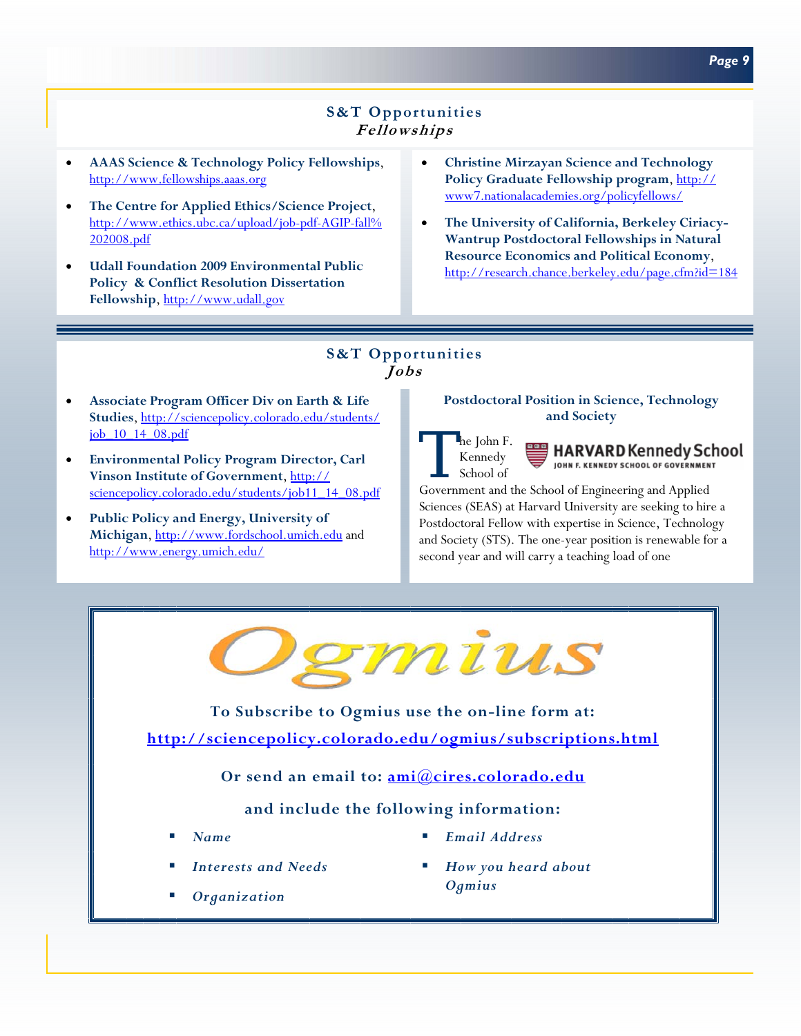## S&T Opportunities
### *Fellowships*

- **AAAS Science & Technology Policy Fellowships**, http://www.fellowships.aaas.org
- **The Centre for Applied Ethics/Science Project**, http://www.ethics.ubc.ca/upload/job-pdf-AGIP-fall%202008.pdf
- **Udall Foundation 2009 Environmental Public Policy & Conflict Resolution Dissertation Fellowship**, http://www.udall.gov
- **Christine Mirzayan Science and Technology Policy Graduate Fellowship program**, http://www7.nationalacademies.org/policyfellows/
- **The University of California, Berkeley Ciriacy-Wantrup Postdoctoral Fellowships in Natural Resource Economics and Political Economy**, http://research.chance.berkeley.edu/page.cfm?id=184

## S&T Opportunities
### *Jobs*

- **Associate Program Officer Div on Earth & Life Studies**, http://sciencepolicy.colorado.edu/students/job_10_14_08.pdf
- **Environmental Policy Program Director, Carl Vinson Institute of Government**, http://sciencepolicy.colorado.edu/students/job11_14_08.pdf
- **Public Policy and Energy, University of Michigan**, http://www.fordschool.umich.edu and http://www.energy.umich.edu/

**Postdoctoral Position in Science, Technology and Society**

HARVARD Kennedy School
JOHN F. KENNEDY SCHOOL OF GOVERNMENT

The John F. Kennedy School of Government and the School of Engineering and Applied Sciences (SEAS) at Harvard University are seeking to hire a Postdoctoral Fellow with expertise in Science, Technology and Society (STS). The one-year position is renewable for a second year and will carry a teaching load of one

# Ogmius

**To Subscribe to Ogmius use the on-line form at:**

**http://sciencepolicy.colorado.edu/ogmius/subscriptions.html**

**Or send an email to: ami@cires.colorado.edu**

**and include the following information:**

- *Name*
- *Interests and Needs*
- *Organization*
- *Email Address*
- *How you heard about Ogmius*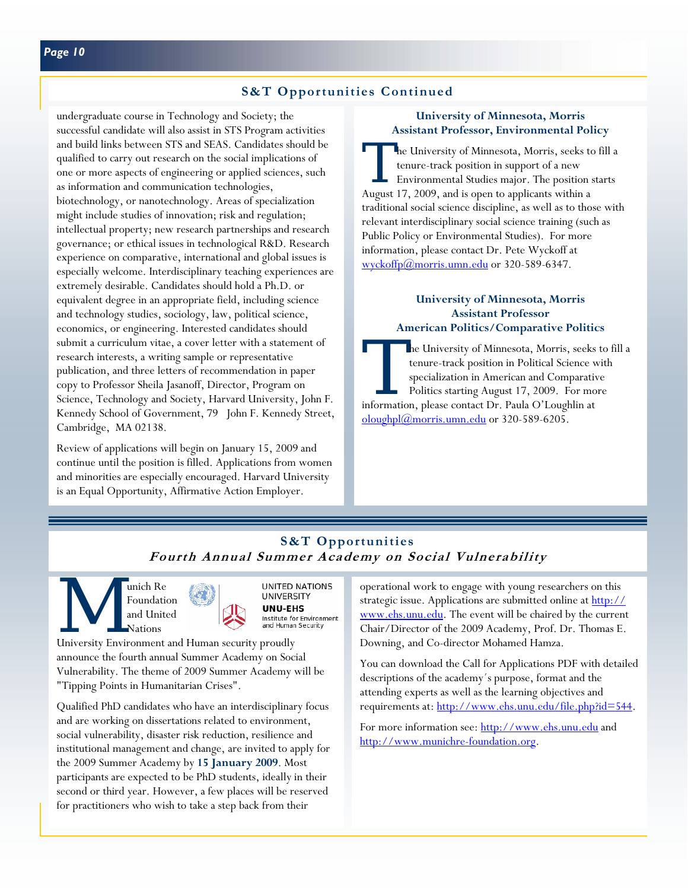## S&T Opportunities Continued

undergraduate course in Technology and Society; the successful candidate will also assist in STS Program activities and build links between STS and SEAS. Candidates should be qualified to carry out research on the social implications of one or more aspects of engineering or applied sciences, such as information and communication technologies, biotechnology, or nanotechnology. Areas of specialization might include studies of innovation; risk and regulation; intellectual property; new research partnerships and research governance; or ethical issues in technological R&D. Research experience on comparative, international and global issues is especially welcome. Interdisciplinary teaching experiences are extremely desirable. Candidates should hold a Ph.D. or equivalent degree in an appropriate field, including science and technology studies, sociology, law, political science, economics, or engineering. Interested candidates should submit a curriculum vitae, a cover letter with a statement of research interests, a writing sample or representative publication, and three letters of recommendation in paper copy to Professor Sheila Jasanoff, Director, Program on Science, Technology and Society, Harvard University, John F. Kennedy School of Government, 79 John F. Kennedy Street, Cambridge, MA 02138.

Review of applications will begin on January 15, 2009 and continue until the position is filled. Applications from women and minorities are especially encouraged. Harvard University is an Equal Opportunity, Affirmative Action Employer.

### University of Minnesota, Morris
### Assistant Professor, Environmental Policy

The University of Minnesota, Morris, seeks to fill a tenure-track position in support of a new Environmental Studies major. The position starts August 17, 2009, and is open to applicants within a traditional social science discipline, as well as to those with relevant interdisciplinary social science training (such as Public Policy or Environmental Studies). For more information, please contact Dr. Pete Wyckoff at wyckoffp@morris.umn.edu or 320-589-6347.

### University of Minnesota, Morris
### Assistant Professor
### American Politics/Comparative Politics

The University of Minnesota, Morris, seeks to fill a tenure-track position in Political Science with specialization in American and Comparative Politics starting August 17, 2009. For more information, please contact Dr. Paula O'Loughlin at oloughpl@morris.umn.edu or 320-589-6205.

## S&T Opportunities
## *Fourth Annual Summer Academy on Social Vulnerability*

UNITED NATIONS UNIVERSITY
UNU-EHS
Institute for Environment and Human Security

Munich Re Foundation and United Nations University Environment and Human security proudly announce the fourth annual Summer Academy on Social Vulnerability. The theme of 2009 Summer Academy will be "Tipping Points in Humanitarian Crises".

Qualified PhD candidates who have an interdisciplinary focus and are working on dissertations related to environment, social vulnerability, disaster risk reduction, resilience and institutional management and change, are invited to apply for the 2009 Summer Academy by **15 January 2009**. Most participants are expected to be PhD students, ideally in their second or third year. However, a few places will be reserved for practitioners who wish to take a step back from their operational work to engage with young researchers on this strategic issue. Applications are submitted online at http://www.ehs.unu.edu. The event will be chaired by the current Chair/Director of the 2009 Academy, Prof. Dr. Thomas E. Downing, and Co-director Mohamed Hamza.

You can download the Call for Applications PDF with detailed descriptions of the academy´s purpose, format and the attending experts as well as the learning objectives and requirements at: http://www.ehs.unu.edu/file.php?id=544.

For more information see: http://www.ehs.unu.edu and http://www.munichre-foundation.org.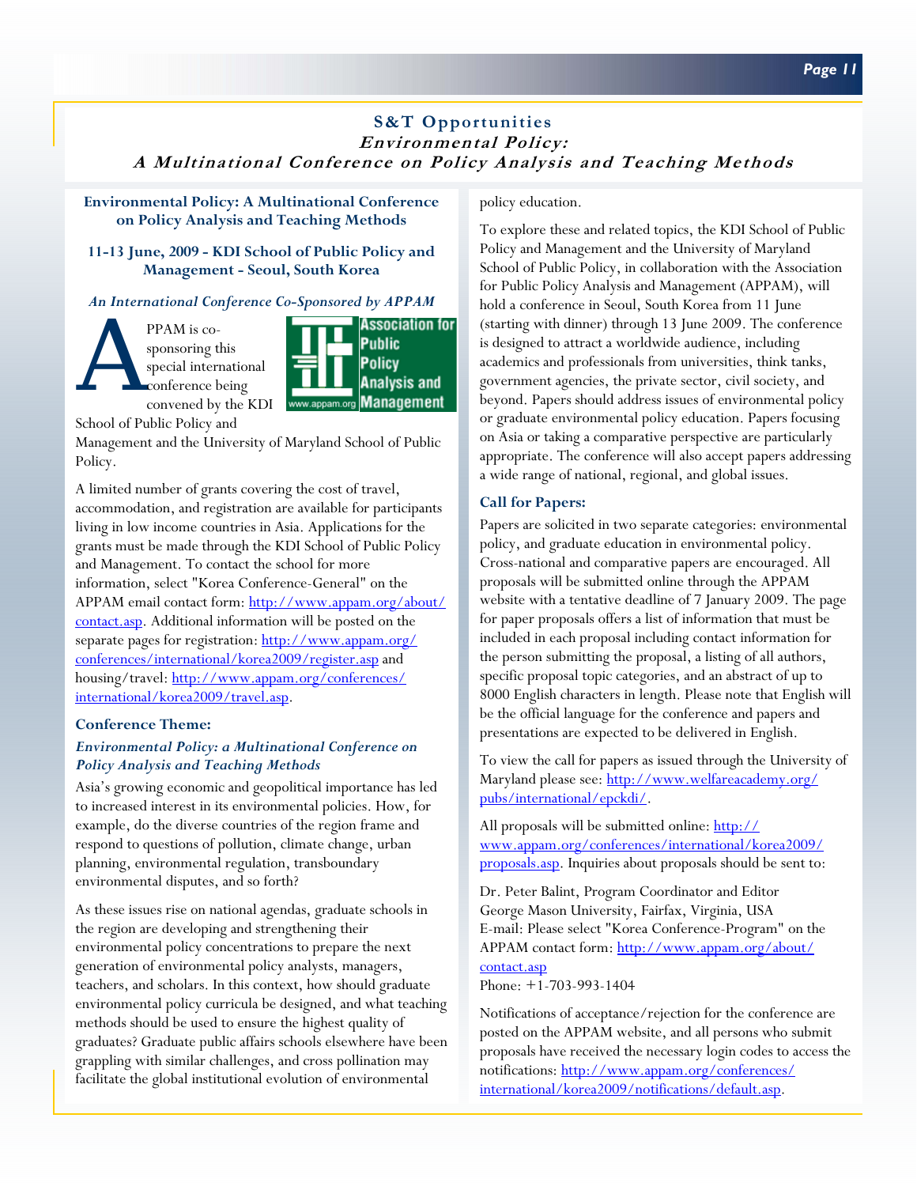## S&T Opportunities
### *Environmental Policy: A Multinational Conference on Policy Analysis and Teaching Methods*

**Environmental Policy: A Multinational Conference on Policy Analysis and Teaching Methods**

**11-13 June, 2009 - KDI School of Public Policy and Management - Seoul, South Korea**

*An International Conference Co-Sponsored by APPAM*

APPAM is co-sponsoring this special international conference being convened by the KDI School of Public Policy and Management and the University of Maryland School of Public Policy.

A limited number of grants covering the cost of travel, accommodation, and registration are available for participants living in low income countries in Asia. Applications for the grants must be made through the KDI School of Public Policy and Management. To contact the school for more information, select "Korea Conference-General" on the APPAM email contact form: http://www.appam.org/about/contact.asp. Additional information will be posted on the separate pages for registration: http://www.appam.org/conferences/international/korea2009/register.asp and housing/travel: http://www.appam.org/conferences/international/korea2009/travel.asp.

**Conference Theme:**

***Environmental Policy: a Multinational Conference on Policy Analysis and Teaching Methods***

Asia's growing economic and geopolitical importance has led to increased interest in its environmental policies. How, for example, do the diverse countries of the region frame and respond to questions of pollution, climate change, urban planning, environmental regulation, transboundary environmental disputes, and so forth?

As these issues rise on national agendas, graduate schools in the region are developing and strengthening their environmental policy concentrations to prepare the next generation of environmental policy analysts, managers, teachers, and scholars. In this context, how should graduate environmental policy curricula be designed, and what teaching methods should be used to ensure the highest quality of graduates? Graduate public affairs schools elsewhere have been grappling with similar challenges, and cross pollination may facilitate the global institutional evolution of environmental policy education.

To explore these and related topics, the KDI School of Public Policy and Management and the University of Maryland School of Public Policy, in collaboration with the Association for Public Policy Analysis and Management (APPAM), will hold a conference in Seoul, South Korea from 11 June (starting with dinner) through 13 June 2009. The conference is designed to attract a worldwide audience, including academics and professionals from universities, think tanks, government agencies, the private sector, civil society, and beyond. Papers should address issues of environmental policy or graduate environmental policy education. Papers focusing on Asia or taking a comparative perspective are particularly appropriate. The conference will also accept papers addressing a wide range of national, regional, and global issues.

**Call for Papers:**

Papers are solicited in two separate categories: environmental policy, and graduate education in environmental policy. Cross-national and comparative papers are encouraged. All proposals will be submitted online through the APPAM website with a tentative deadline of 7 January 2009. The page for paper proposals offers a list of information that must be included in each proposal including contact information for the person submitting the proposal, a listing of all authors, specific proposal topic categories, and an abstract of up to 8000 English characters in length. Please note that English will be the official language for the conference and papers and presentations are expected to be delivered in English.

To view the call for papers as issued through the University of Maryland please see: http://www.welfareacademy.org/pubs/international/epckdi/.

All proposals will be submitted online: http://www.appam.org/conferences/international/korea2009/proposals.asp. Inquiries about proposals should be sent to:

Dr. Peter Balint, Program Coordinator and Editor
George Mason University, Fairfax, Virginia, USA
E-mail: Please select "Korea Conference-Program" on the APPAM contact form: http://www.appam.org/about/contact.asp
Phone: +1-703-993-1404

Notifications of acceptance/rejection for the conference are posted on the APPAM website, and all persons who submit proposals have received the necessary login codes to access the notifications: http://www.appam.org/conferences/international/korea2009/notifications/default.asp.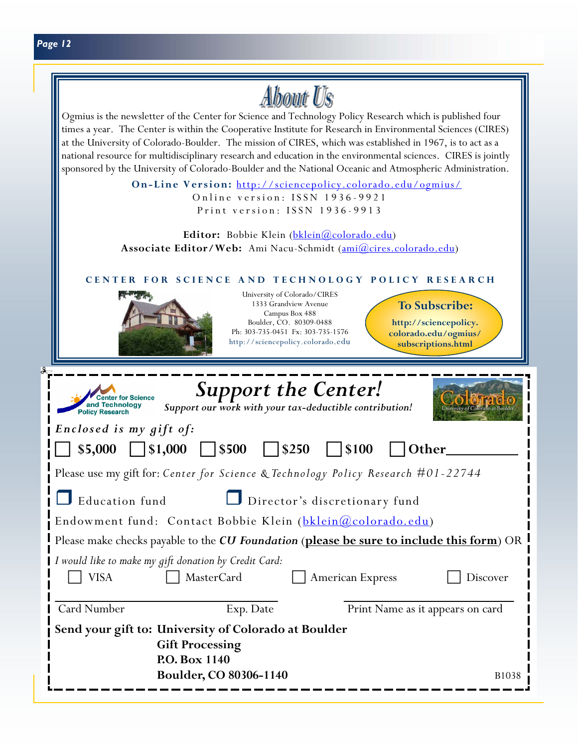# About Us

Ogmius is the newsletter of the Center for Science and Technology Policy Research which is published four times a year. The Center is within the Cooperative Institute for Research in Environmental Sciences (CIRES) at the University of Colorado-Boulder. The mission of CIRES, which was established in 1967, is to act as a national resource for multidisciplinary research and education in the environmental sciences. CIRES is jointly sponsored by the University of Colorado-Boulder and the National Oceanic and Atmospheric Administration.

**On-Line Version:** http://sciencepolicy.colorado.edu/ogmius/

Online version: ISSN 1936-9921

Print version: ISSN 1936-9913

**Editor:** Bobbie Klein (bklein@colorado.edu)

**Associate Editor/Web:** Ami Nacu-Schmidt (ami@cires.colorado.edu)

## CENTER FOR SCIENCE AND TECHNOLOGY POLICY RESEARCH

University of Colorado/CIRES
1333 Grandview Avenue
Campus Box 488
Boulder, CO. 80309-0488
Ph: 303-735-0451 Fx: 303-735-1576
http://sciencepolicy.colorado.edu

**To Subscribe:**
**http://sciencepolicy.colorado.edu/ogmius/subscriptions.html**

---

Center for Science and Technology Policy Research

## *Support the Center!*

***Support our work with your tax-deductible contribution!***

Colorado — University of Colorado at Boulder

***Enclosed is my gift of:***

☐ **$5,000** ☐ **$1,000** ☐ **$500** ☐ **$250** ☐ **$100** ☐ **Other**__________

Please use my gift for: *Center for Science & Technology Policy Research #01-22744*

☐ Education fund ☐ Director's discretionary fund

Endowment fund: Contact Bobbie Klein (bklein@colorado.edu)

Please make checks payable to the ***CU Foundation*** (**please be sure to include this form**) OR

*I would like to make my gift donation by Credit Card:*

☐ VISA ☐ MasterCard ☐ American Express ☐ Discover

Card Number ____________ Exp. Date ____________ Print Name as it appears on card ____________

**Send your gift to: University of Colorado at Boulder**
**Gift Processing**
**P.O. Box 1140**
**Boulder, CO 80306-1140**

B1038